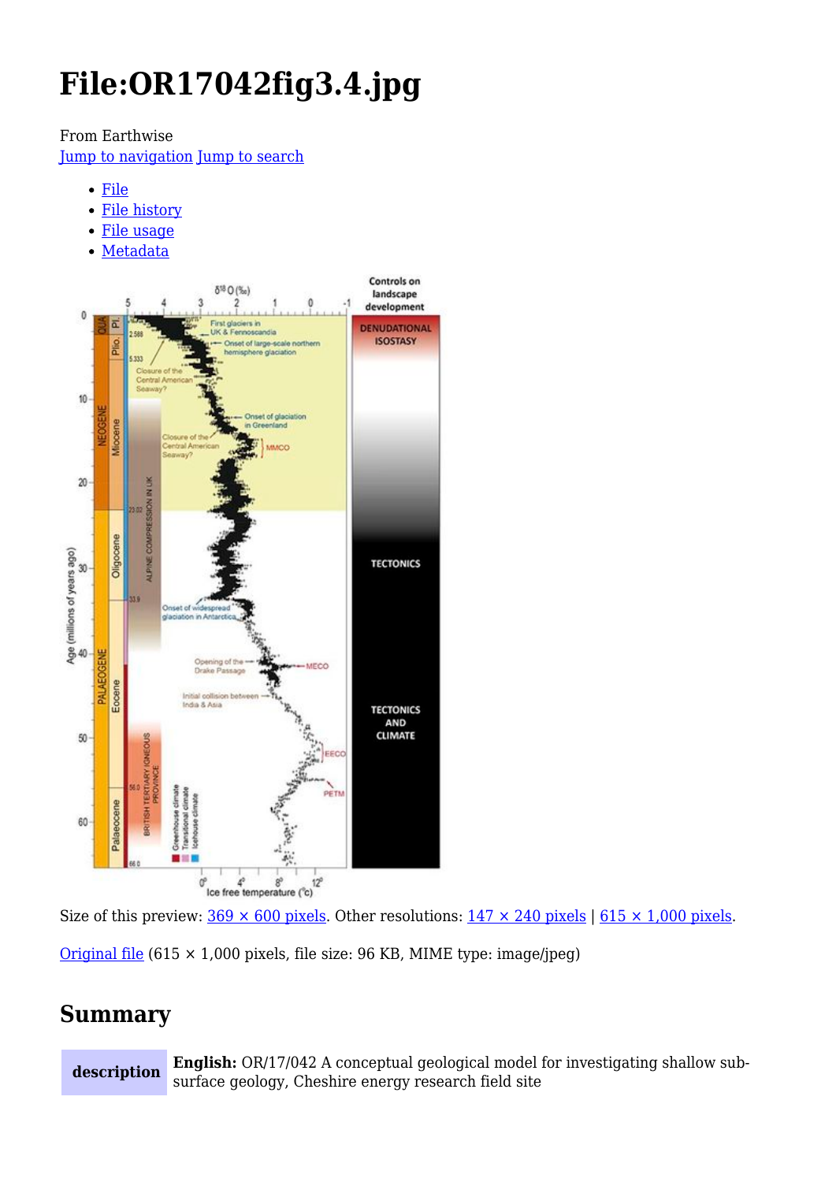# File:OR17042fig3.4.jpg

From Earthwise

Jump to navigation Jump to search

- File
- File history
- File usage
- Metadata

Size of this preview: 369 × 600 pixels. Other resolutions: 147 × 240 pixels | 615 × 1,000 pixels.

Original file (615 × 1,000 pixels, file size: 96 KB, MIME type: image/jpeg)

## Summary

| description | **English:** OR/17/042 A conceptual geological model for investigating shallow sub-surface geology, Cheshire energy research field site |
|---|---|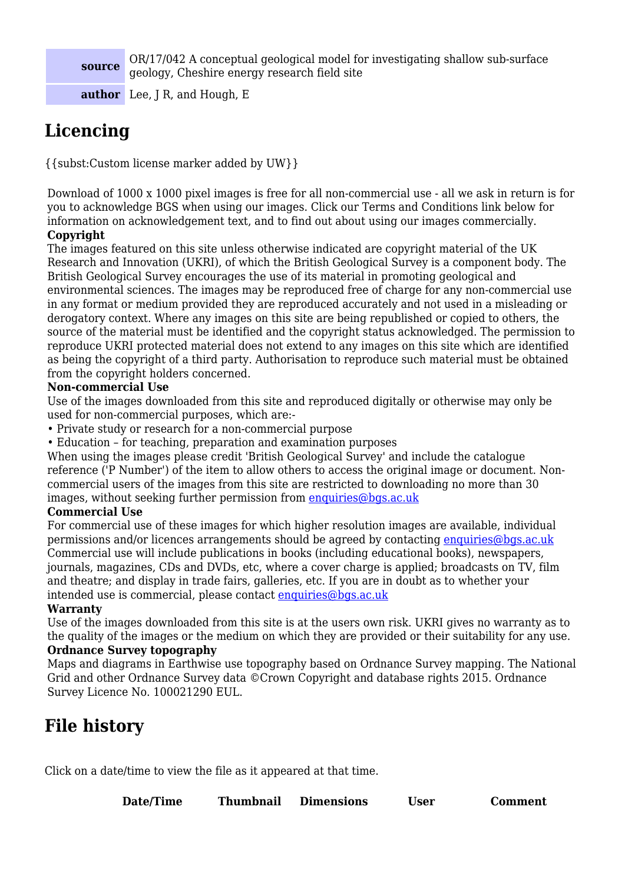| | |
|---|---|
| **source** | OR/17/042 A conceptual geological model for investigating shallow sub-surface geology, Cheshire energy research field site |
| **author** | Lee, J R, and Hough, E |

## Licencing

{{subst:Custom license marker added by UW}}

Download of 1000 x 1000 pixel images is free for all non-commercial use - all we ask in return is for you to acknowledge BGS when using our images. Click our Terms and Conditions link below for information on acknowledgement text, and to find out about using our images commercially.

**Copyright**

The images featured on this site unless otherwise indicated are copyright material of the UK Research and Innovation (UKRI), of which the British Geological Survey is a component body. The British Geological Survey encourages the use of its material in promoting geological and environmental sciences. The images may be reproduced free of charge for any non-commercial use in any format or medium provided they are reproduced accurately and not used in a misleading or derogatory context. Where any images on this site are being republished or copied to others, the source of the material must be identified and the copyright status acknowledged. The permission to reproduce UKRI protected material does not extend to any images on this site which are identified as being the copyright of a third party. Authorisation to reproduce such material must be obtained from the copyright holders concerned.

**Non-commercial Use**

Use of the images downloaded from this site and reproduced digitally or otherwise may only be used for non-commercial purposes, which are:-

- Private study or research for a non-commercial purpose
- Education – for teaching, preparation and examination purposes

When using the images please credit 'British Geological Survey' and include the catalogue reference ('P Number') of the item to allow others to access the original image or document. Non-commercial users of the images from this site are restricted to downloading no more than 30 images, without seeking further permission from enquiries@bgs.ac.uk

**Commercial Use**

For commercial use of these images for which higher resolution images are available, individual permissions and/or licences arrangements should be agreed by contacting enquiries@bgs.ac.uk Commercial use will include publications in books (including educational books), newspapers, journals, magazines, CDs and DVDs, etc, where a cover charge is applied; broadcasts on TV, film and theatre; and display in trade fairs, galleries, etc. If you are in doubt as to whether your intended use is commercial, please contact enquiries@bgs.ac.uk

**Warranty**

Use of the images downloaded from this site is at the users own risk. UKRI gives no warranty as to the quality of the images or the medium on which they are provided or their suitability for any use.

**Ordnance Survey topography**

Maps and diagrams in Earthwise use topography based on Ordnance Survey mapping. The National Grid and other Ordnance Survey data ©Crown Copyright and database rights 2015. Ordnance Survey Licence No. 100021290 EUL.

## File history

Click on a date/time to view the file as it appeared at that time.

| Date/Time | Thumbnail | Dimensions | User | Comment |
|---|---|---|---|---|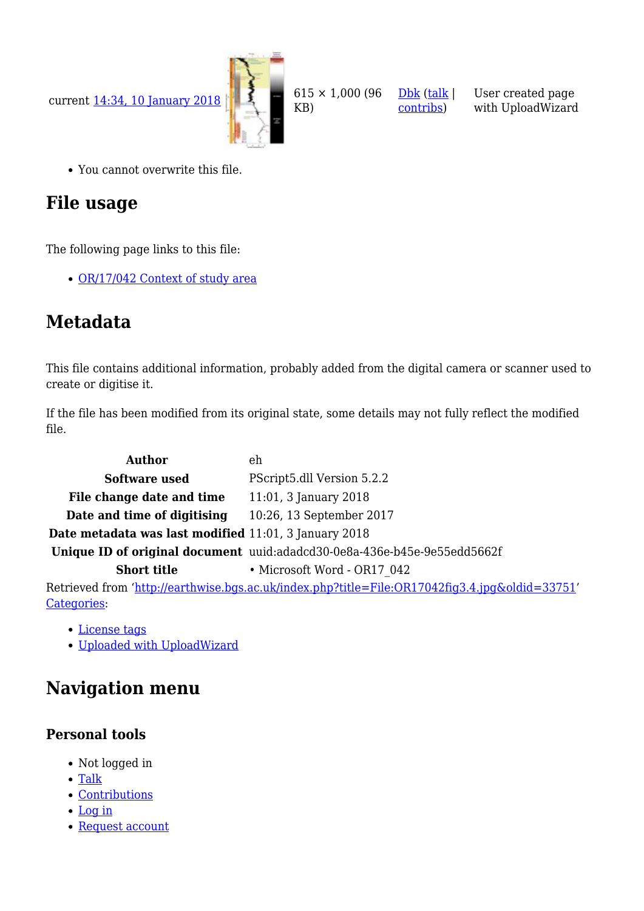| current 14:34, 10 January 2018 | | 615 × 1,000 (96 KB) | Dbk (talk \| contribs) | User created page with UploadWizard |
|---|---|---|---|---|

- You cannot overwrite this file.

# File usage

The following page links to this file:

- OR/17/042 Context of study area

# Metadata

This file contains additional information, probably added from the digital camera or scanner used to create or digitise it.

If the file has been modified from its original state, some details may not fully reflect the modified file.

| | |
|---|---|
| **Author** | eh |
| **Software used** | PScript5.dll Version 5.2.2 |
| **File change date and time** | 11:01, 3 January 2018 |
| **Date and time of digitising** | 10:26, 13 September 2017 |
| **Date metadata was last modified** | 11:01, 3 January 2018 |
| **Unique ID of original document** | uuid:adadcd30-0e8a-436e-b45e-9e55edd5662f |
| **Short title** | • Microsoft Word - OR17_042 |

Retrieved from 'http://earthwise.bgs.ac.uk/index.php?title=File:OR17042fig3.4.jpg&oldid=33751'
Categories:

- License tags
- Uploaded with UploadWizard

# Navigation menu

## Personal tools

- Not logged in
- Talk
- Contributions
- Log in
- Request account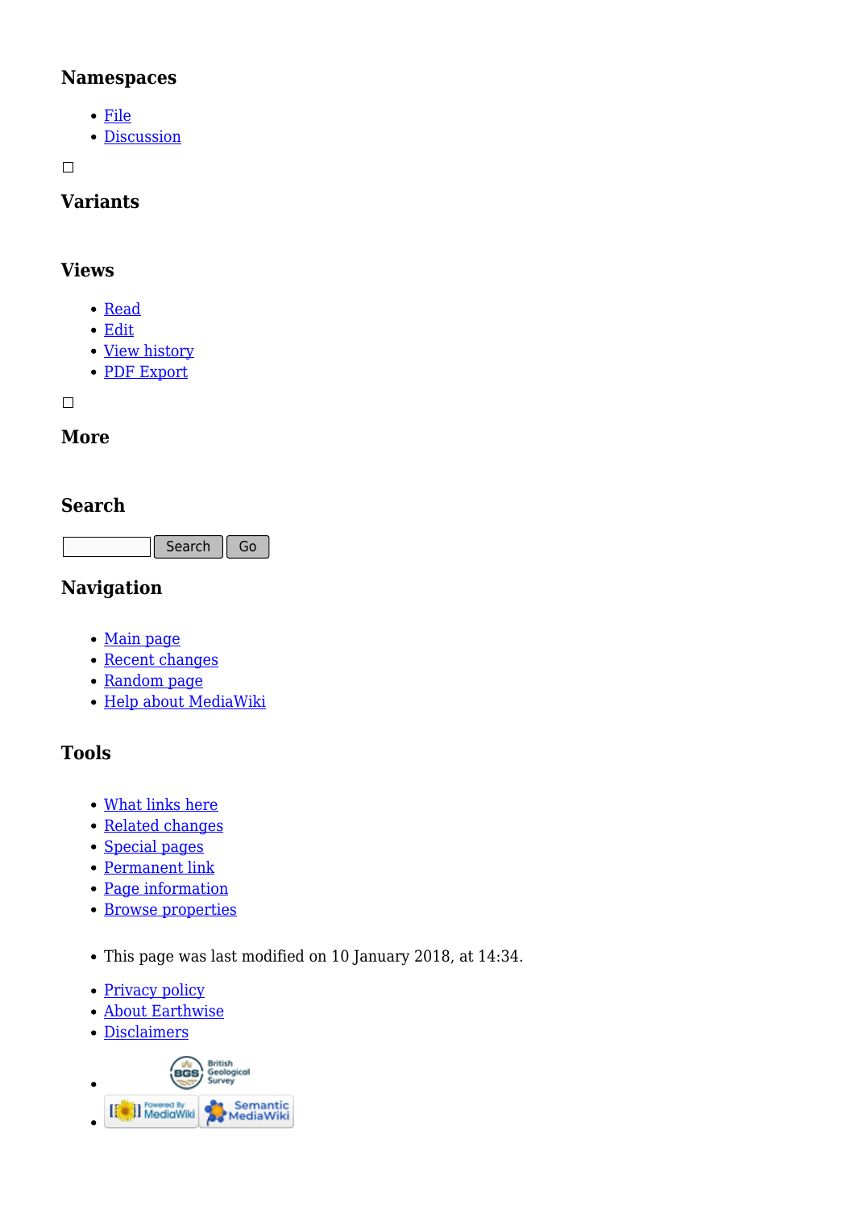## Namespaces

- File
- Discussion

## Variants

## Views

- Read
- Edit
- View history
- PDF Export

## More

## Search

Search Go

## Navigation

- Main page
- Recent changes
- Random page
- Help about MediaWiki

## Tools

- What links here
- Related changes
- Special pages
- Permanent link
- Page information
- Browse properties

- This page was last modified on 10 January 2018, at 14:34.

- Privacy policy
- About Earthwise
- Disclaimers